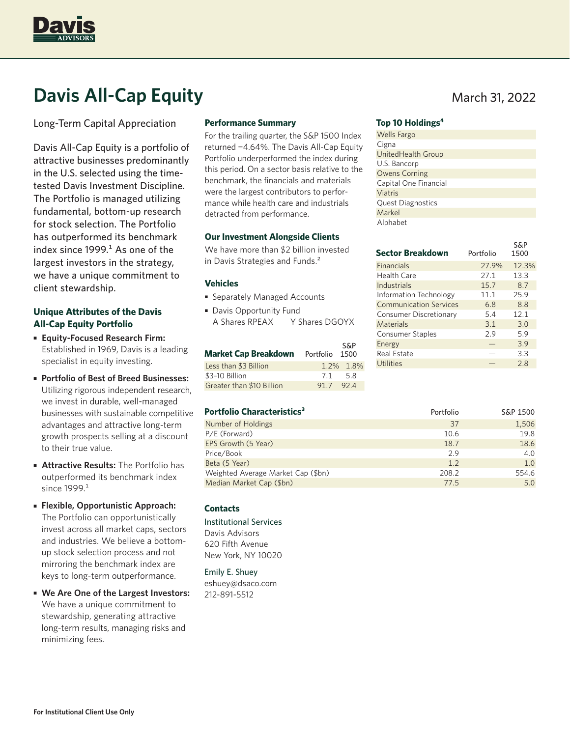# Davis All-Cap Equity

March 31, 2022

Long-Term Capital Appreciation

Davis All-Cap Equity is a portfolio of attractive businesses predominantly in the U.S. selected using the time-tested Davis Investment Discipline. The Portfolio is managed utilizing fundamental, bottom-up research for stock selection. The Portfolio has outperformed its benchmark index since 1999.[1] As one of the largest investors in the strategy, we have a unique commitment to client stewardship.

### Unique Attributes of the Davis All-Cap Equity Portfolio

- **Equity-Focused Research Firm:** Established in 1969, Davis is a leading specialist in equity investing.
- **Portfolio of Best of Breed Businesses:** Utilizing rigorous independent research, we invest in durable, well-managed businesses with sustainable competitive advantages and attractive long-term growth prospects selling at a discount to their true value.
- **Attractive Results:** The Portfolio has outperformed its benchmark index since 1999.[1]
- **Flexible, Opportunistic Approach:** The Portfolio can opportunistically invest across all market caps, sectors and industries. We believe a bottom-up stock selection process and not mirroring the benchmark index are keys to long-term outperformance.
- **We Are One of the Largest Investors:** We have a unique commitment to stewardship, generating attractive long-term results, managing risks and minimizing fees.

### Performance Summary

For the trailing quarter, the S&P 1500 Index returned −4.64%. The Davis All-Cap Equity Portfolio underperformed the index during this period. On a sector basis relative to the benchmark, the financials and materials were the largest contributors to performance while health care and industrials detracted from performance.

### Our Investment Alongside Clients

We have more than $2 billion invested in Davis Strategies and Funds.[2]

### Vehicles

- Separately Managed Accounts
- Davis Opportunity Fund
  A Shares RPEAX Y Shares DGOYX

| Market Cap Breakdown | Portfolio | S&P 1500 |
|---|---|---|
| Less than $3 Billion | 1.2% | 1.8% |
| $3–10 Billion | 7.1 | 5.8 |
| Greater than $10 Billion | 91.7 | 92.4 |

### Top 10 Holdings[4]

- Wells Fargo
- Cigna
- UnitedHealth Group
- U.S. Bancorp
- Owens Corning
- Capital One Financial
- Viatris
- Quest Diagnostics
- Markel
- Alphabet

| Sector Breakdown | Portfolio | S&P 1500 |
|---|---|---|
| Financials | 27.9% | 12.3% |
| Health Care | 27.1 | 13.3 |
| Industrials | 15.7 | 8.7 |
| Information Technology | 11.1 | 25.9 |
| Communication Services | 6.8 | 8.8 |
| Consumer Discretionary | 5.4 | 12.1 |
| Materials | 3.1 | 3.0 |
| Consumer Staples | 2.9 | 5.9 |
| Energy | — | 3.9 |
| Real Estate | — | 3.3 |
| Utilities | — | 2.8 |

| Portfolio Characteristics[3] | Portfolio | S&P 1500 |
|---|---|---|
| Number of Holdings | 37 | 1,506 |
| P/E (Forward) | 10.6 | 19.8 |
| EPS Growth (5 Year) | 18.7 | 18.6 |
| Price/Book | 2.9 | 4.0 |
| Beta (5 Year) | 1.2 | 1.0 |
| Weighted Average Market Cap ($bn) | 208.2 | 554.6 |
| Median Market Cap ($bn) | 77.5 | 5.0 |

### Contacts

Institutional Services
Davis Advisors
620 Fifth Avenue
New York, NY 10020

Emily E. Shuey
eshuey@dsaco.com
212-891-5512

**For Institutional Client Use Only**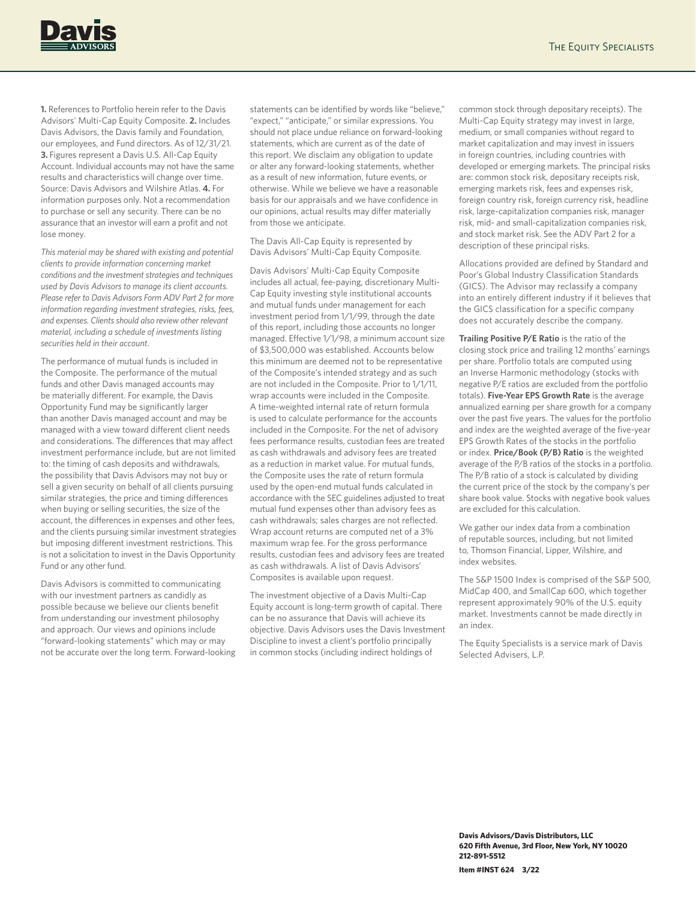**1.** References to Portfolio herein refer to the Davis Advisors' Multi-Cap Equity Composite. **2.** Includes Davis Advisors, the Davis family and Foundation, our employees, and Fund directors. As of 12/31/21. **3.** Figures represent a Davis U.S. All-Cap Equity Account. Individual accounts may not have the same results and characteristics will change over time. Source: Davis Advisors and Wilshire Atlas. **4.** For information purposes only. Not a recommendation to purchase or sell any security. There can be no assurance that an investor will earn a profit and not lose money.

*This material may be shared with existing and potential clients to provide information concerning market conditions and the investment strategies and techniques used by Davis Advisors to manage its client accounts. Please refer to Davis Advisors Form ADV Part 2 for more information regarding investment strategies, risks, fees, and expenses. Clients should also review other relevant material, including a schedule of investments listing securities held in their account.*

The performance of mutual funds is included in the Composite. The performance of the mutual funds and other Davis managed accounts may be materially different. For example, the Davis Opportunity Fund may be significantly larger than another Davis managed account and may be managed with a view toward different client needs and considerations. The differences that may affect investment performance include, but are not limited to: the timing of cash deposits and withdrawals, the possibility that Davis Advisors may not buy or sell a given security on behalf of all clients pursuing similar strategies, the price and timing differences when buying or selling securities, the size of the account, the differences in expenses and other fees, and the clients pursuing similar investment strategies but imposing different investment restrictions. This is not a solicitation to invest in the Davis Opportunity Fund or any other fund.

Davis Advisors is committed to communicating with our investment partners as candidly as possible because we believe our clients benefit from understanding our investment philosophy and approach. Our views and opinions include "forward-looking statements" which may or may not be accurate over the long term. Forward-looking statements can be identified by words like "believe," "expect," "anticipate," or similar expressions. You should not place undue reliance on forward-looking statements, which are current as of the date of this report. We disclaim any obligation to update or alter any forward-looking statements, whether as a result of new information, future events, or otherwise. While we believe we have a reasonable basis for our appraisals and we have confidence in our opinions, actual results may differ materially from those we anticipate.

The Davis All-Cap Equity is represented by Davis Advisors' Multi-Cap Equity Composite.

Davis Advisors' Multi-Cap Equity Composite includes all actual, fee-paying, discretionary Multi-Cap Equity investing style institutional accounts and mutual funds under management for each investment period from 1/1/99, through the date of this report, including those accounts no longer managed. Effective 1/1/98, a minimum account size of $3,500,000 was established. Accounts below this minimum are deemed not to be representative of the Composite's intended strategy and as such are not included in the Composite. Prior to 1/1/11, wrap accounts were included in the Composite. A time-weighted internal rate of return formula is used to calculate performance for the accounts included in the Composite. For the net of advisory fees performance results, custodian fees are treated as cash withdrawals and advisory fees are treated as a reduction in market value. For mutual funds, the Composite uses the rate of return formula used by the open-end mutual funds calculated in accordance with the SEC guidelines adjusted to treat mutual fund expenses other than advisory fees as cash withdrawals; sales charges are not reflected. Wrap account returns are computed net of a 3% maximum wrap fee. For the gross performance results, custodian fees and advisory fees are treated as cash withdrawals. A list of Davis Advisors' Composites is available upon request.

The investment objective of a Davis Multi-Cap Equity account is long-term growth of capital. There can be no assurance that Davis will achieve its objective. Davis Advisors uses the Davis Investment Discipline to invest a client's portfolio principally in common stocks (including indirect holdings of common stock through depositary receipts). The Multi-Cap Equity strategy may invest in large, medium, or small companies without regard to market capitalization and may invest in issuers in foreign countries, including countries with developed or emerging markets. The principal risks are: common stock risk, depositary receipts risk, emerging markets risk, fees and expenses risk, foreign country risk, foreign currency risk, headline risk, large-capitalization companies risk, manager risk, mid- and small-capitalization companies risk, and stock market risk. See the ADV Part 2 for a description of these principal risks.

Allocations provided are defined by Standard and Poor's Global Industry Classification Standards (GICS). The Advisor may reclassify a company into an entirely different industry if it believes that the GICS classification for a specific company does not accurately describe the company.

**Trailing Positive P/E Ratio** is the ratio of the closing stock price and trailing 12 months' earnings per share. Portfolio totals are computed using an Inverse Harmonic methodology (stocks with negative P/E ratios are excluded from the portfolio totals). **Five-Year EPS Growth Rate** is the average annualized earning per share growth for a company over the past five years. The values for the portfolio and index are the weighted average of the five-year EPS Growth Rates of the stocks in the portfolio or index. **Price/Book (P/B) Ratio** is the weighted average of the P/B ratios of the stocks in a portfolio. The P/B ratio of a stock is calculated by dividing the current price of the stock by the company's per share book value. Stocks with negative book values are excluded for this calculation.

We gather our index data from a combination of reputable sources, including, but not limited to, Thomson Financial, Lipper, Wilshire, and index websites.

The S&P 1500 Index is comprised of the S&P 500, MidCap 400, and SmallCap 600, which together represent approximately 90% of the U.S. equity market. Investments cannot be made directly in an index.

The Equity Specialists is a service mark of Davis Selected Advisers, L.P.

**Davis Advisors/Davis Distributors, LLC**
**620 Fifth Avenue, 3rd Floor, New York, NY 10020**
**212-891-5512**

**Item #INST 624 3/22**